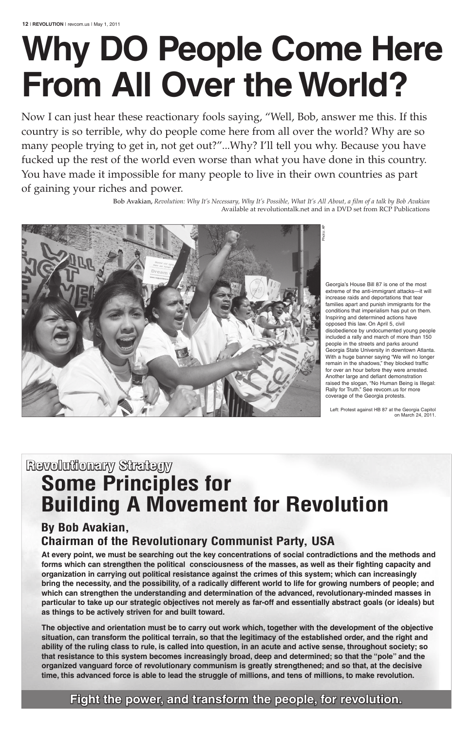# Why DO People Come Here From All Over the World?

Now I can just hear these reactionary fools saying, "Well, Bob, answer me this. If this country is so terrible, why do people come here from all over the world? Why are so many people trying to get in, not get out?"...Why? I'll tell you why. Because you have fucked up the rest of the world even worse than what you have done in this country. You have made it impossible for many people to live in their own countries as part of gaining your riches and power.

Bob Avakian, *Revolution: Why It's Necessary, Why It's Possible, What It's All About, a film of a talk by Bob Avakian*
Available at revolutiontalk.net and in a DVD set from RCP Publications

Photo: AP

Georgia's House Bill 87 is one of the most extreme of the anti-immigrant attacks—it will increase raids and deportations that tear families apart and punish immigrants for the conditions that imperialism has put on them. Inspiring and determined actions have opposed this law. On April 5, civil disobedience by undocumented young people included a rally and march of more than 150 people in the streets and parks around Georgia State University in downtown Atlanta. With a huge banner saying "We will no longer remain in the shadows," they blocked traffic for over an hour before they were arrested. Another large and defiant demonstration raised the slogan, "No Human Being is Illegal: Rally for Truth." See revcom.us for more coverage of the Georgia protests.

Left: Protest against HB 87 at the Georgia Capitol on March 24, 2011.

## Revolutionary Strategy

# Some Principles for Building A Movement for Revolution

### By Bob Avakian, Chairman of the Revolutionary Communist Party, USA

**At every point, we must be searching out the key concentrations of social contradictions and the methods and forms which can strengthen the political consciousness of the masses, as well as their fighting capacity and organization in carrying out political resistance against the crimes of this system; which can increasingly bring the necessity, and the possibility, of a radically different world to life for growing numbers of people; and which can strengthen the understanding and determination of the advanced, revolutionary-minded masses in particular to take up our strategic objectives not merely as far-off and essentially abstract goals (or ideals) but as things to be actively striven for and built toward.**

**The objective and orientation must be to carry out work which, together with the development of the objective situation, can transform the political terrain, so that the legitimacy of the established order, and the right and ability of the ruling class to rule, is called into question, in an acute and active sense, throughout society; so that resistance to this system becomes increasingly broad, deep and determined; so that the "pole" and the organized vanguard force of revolutionary communism is greatly strengthened; and so that, at the decisive time, this advanced force is able to lead the struggle of millions, and tens of millions, to make revolution.**

**Fight the power, and transform the people, for revolution.**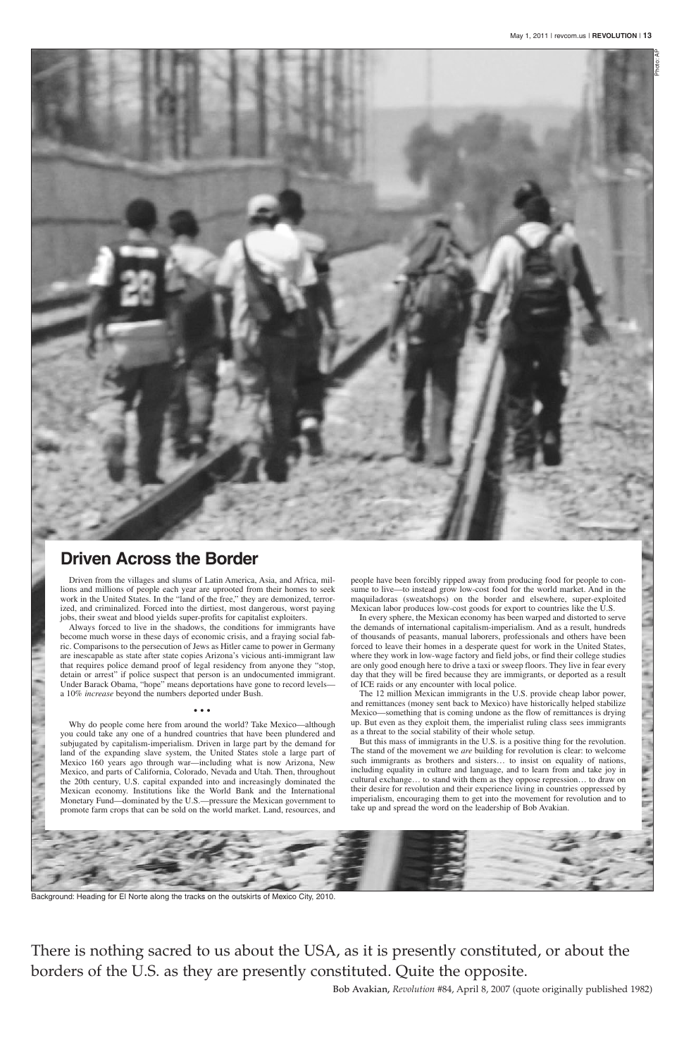Photo: AP

## Driven Across the Border

Driven from the villages and slums of Latin America, Asia, and Africa, millions and millions of people each year are uprooted from their homes to seek work in the United States. In the "land of the free," they are demonized, terrorized, and criminalized. Forced into the dirtiest, most dangerous, worst paying jobs, their sweat and blood yields super-profits for capitalist exploiters.

Always forced to live in the shadows, the conditions for immigrants have become much worse in these days of economic crisis, and a fraying social fabric. Comparisons to the persecution of Jews as Hitler came to power in Germany are inescapable as state after state copies Arizona's vicious anti-immigrant law that requires police demand proof of legal residency from anyone they "stop, detain or arrest" if police suspect that person is an undocumented immigrant. Under Barack Obama, "hope" means deportations have gone to record levels—a 10% *increase* beyond the numbers deported under Bush.

• • •

Why do people come here from around the world? Take Mexico—although you could take any one of a hundred countries that have been plundered and subjugated by capitalism-imperialism. Driven in large part by the demand for land of the expanding slave system, the United States stole a large part of Mexico 160 years ago through war—including what is now Arizona, New Mexico, and parts of California, Colorado, Nevada and Utah. Then, throughout the 20th century, U.S. capital expanded into and increasingly dominated the Mexican economy. Institutions like the World Bank and the International Monetary Fund—dominated by the U.S.—pressure the Mexican government to promote farm crops that can be sold on the world market. Land, resources, and people have been forcibly ripped away from producing food for people to consume to live—to instead grow low-cost food for the world market. And in the maquiladoras (sweatshops) on the border and elsewhere, super-exploited Mexican labor produces low-cost goods for export to countries like the U.S.

In every sphere, the Mexican economy has been warped and distorted to serve the demands of international capitalism-imperialism. And as a result, hundreds of thousands of peasants, manual laborers, professionals and others have been forced to leave their homes in a desperate quest for work in the United States, where they work in low-wage factory and field jobs, or find their college studies are only good enough here to drive a taxi or sweep floors. They live in fear every day that they will be fired because they are immigrants, or deported as a result of ICE raids or any encounter with local police.

The 12 million Mexican immigrants in the U.S. provide cheap labor power, and remittances (money sent back to Mexico) have historically helped stabilize Mexico—something that is coming undone as the flow of remittances is drying up. But even as they exploit them, the imperialist ruling class sees immigrants as a threat to the social stability of their whole setup.

But this mass of immigrants in the U.S. is a positive thing for the revolution. The stand of the movement we *are* building for revolution is clear: to welcome such immigrants as brothers and sisters… to insist on equality of nations, including equality in culture and language, and to learn from and take joy in cultural exchange… to stand with them as they oppose repression… to draw on their desire for revolution and their experience living in countries oppressed by imperialism, encouraging them to get into the movement for revolution and to take up and spread the word on the leadership of Bob Avakian.

Background: Heading for El Norte along the tracks on the outskirts of Mexico City, 2010.

There is nothing sacred to us about the USA, as it is presently constituted, or about the borders of the U.S. as they are presently constituted. Quite the opposite.

Bob Avakian, *Revolution* #84, April 8, 2007 (quote originally published 1982)